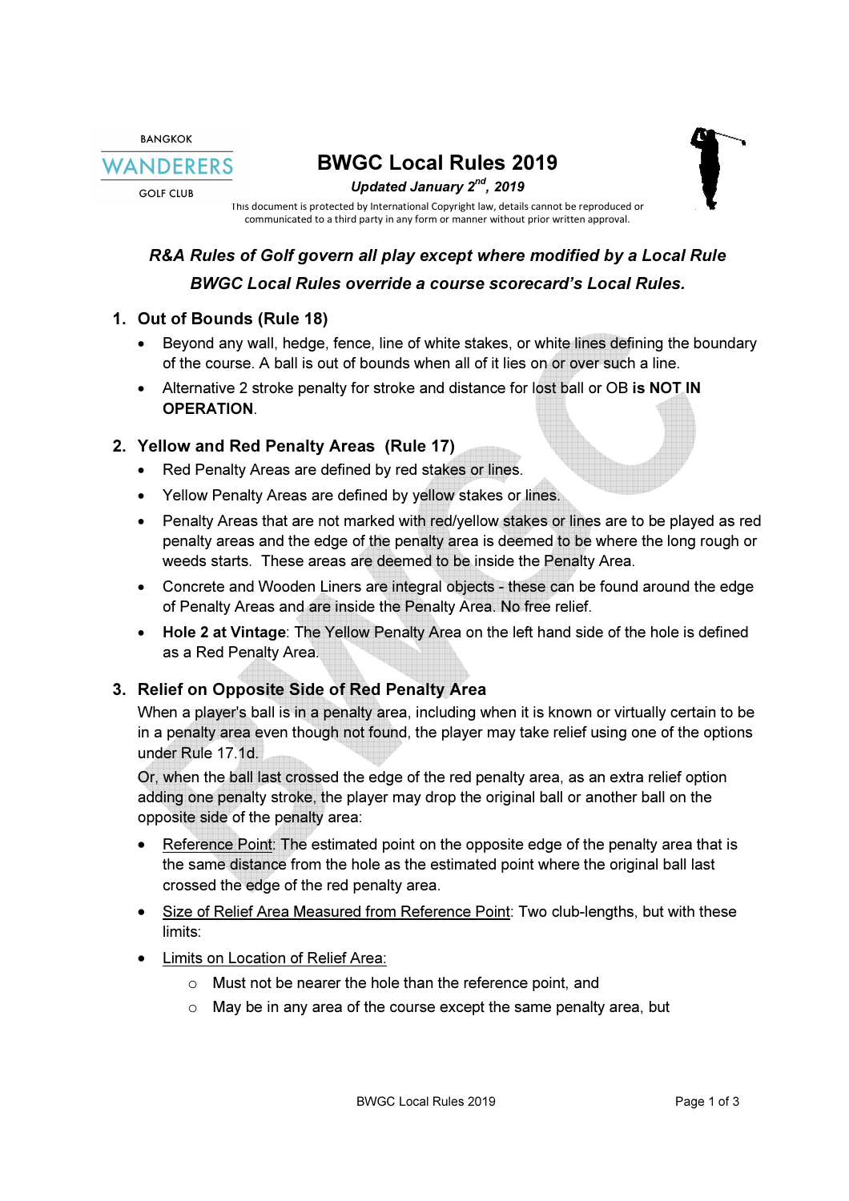BANGKOK
WANDERERS
GOLF CLUB

# BWGC Local Rules 2019

***Updated January 2nd, 2019***

This document is protected by International Copyright law, details cannot be reproduced or communicated to a third party in any form or manner without prior written approval.

***R&A Rules of Golf govern all play except where modified by a Local Rule***

***BWGC Local Rules override a course scorecard's Local Rules.***

## 1. Out of Bounds (Rule 18)

- Beyond any wall, hedge, fence, line of white stakes, or white lines defining the boundary of the course. A ball is out of bounds when all of it lies on or over such a line.
- Alternative 2 stroke penalty for stroke and distance for lost ball or OB **is NOT IN OPERATION**.

## 2. Yellow and Red Penalty Areas (Rule 17)

- Red Penalty Areas are defined by red stakes or lines.
- Yellow Penalty Areas are defined by yellow stakes or lines.
- Penalty Areas that are not marked with red/yellow stakes or lines are to be played as red penalty areas and the edge of the penalty area is deemed to be where the long rough or weeds starts. These areas are deemed to be inside the Penalty Area.
- Concrete and Wooden Liners are integral objects - these can be found around the edge of Penalty Areas and are inside the Penalty Area. No free relief.
- **Hole 2 at Vintage**: The Yellow Penalty Area on the left hand side of the hole is defined as a Red Penalty Area.

## 3. Relief on Opposite Side of Red Penalty Area

When a player's ball is in a penalty area, including when it is known or virtually certain to be in a penalty area even though not found, the player may take relief using one of the options under Rule 17.1d.

Or, when the ball last crossed the edge of the red penalty area, as an extra relief option adding one penalty stroke, the player may drop the original ball or another ball on the opposite side of the penalty area:

- Reference Point: The estimated point on the opposite edge of the penalty area that is the same distance from the hole as the estimated point where the original ball last crossed the edge of the red penalty area.
- Size of Relief Area Measured from Reference Point: Two club-lengths, but with these limits:
- Limits on Location of Relief Area:
  - Must not be nearer the hole than the reference point, and
  - May be in any area of the course except the same penalty area, but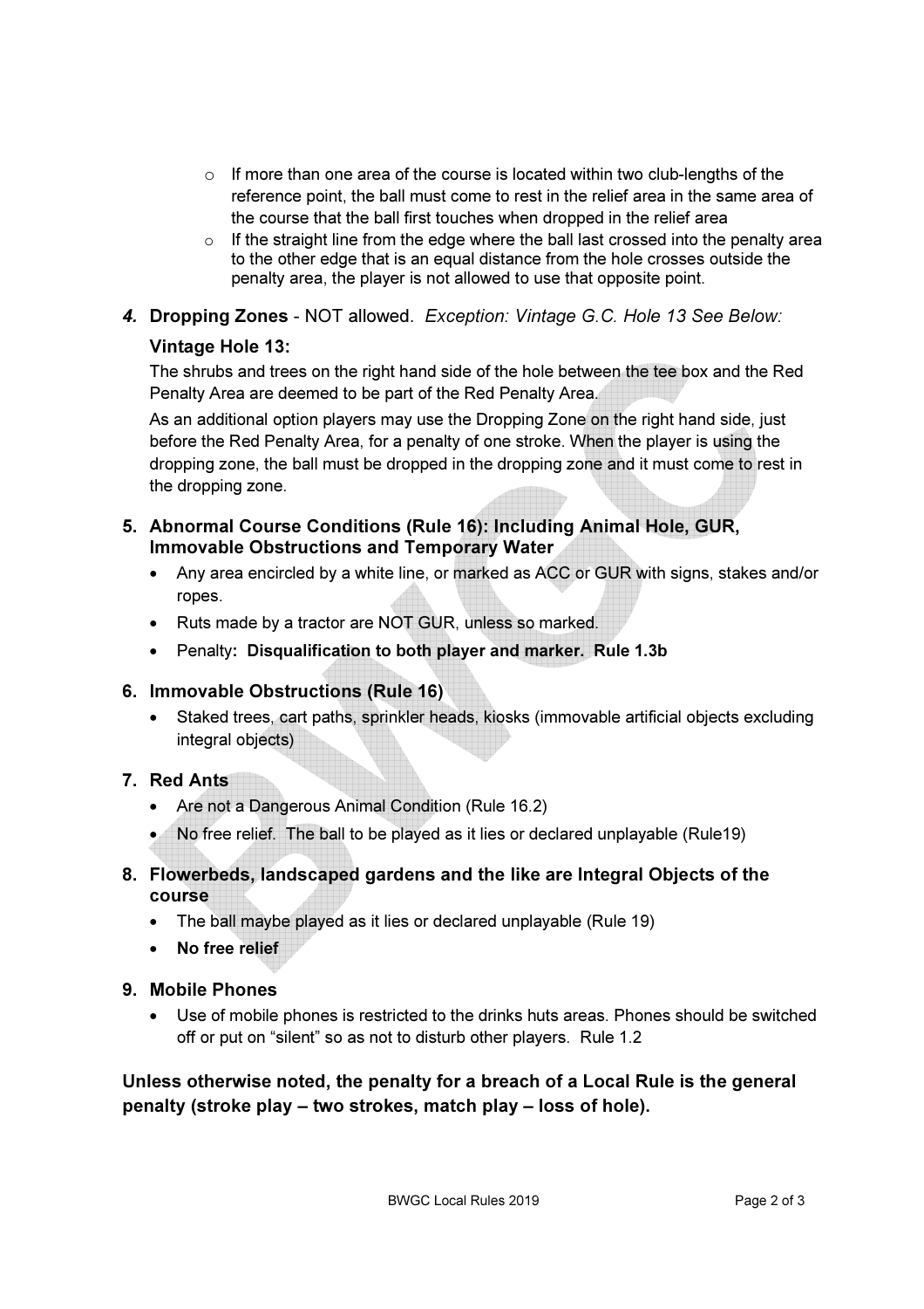- If more than one area of the course is located within two club-lengths of the reference point, the ball must come to rest in the relief area in the same area of the course that the ball first touches when dropped in the relief area
- If the straight line from the edge where the ball last crossed into the penalty area to the other edge that is an equal distance from the hole crosses outside the penalty area, the player is not allowed to use that opposite point.

### *4.* Dropping Zones - NOT allowed. *Exception: Vintage G.C. Hole 13 See Below:*

**Vintage Hole 13:**

The shrubs and trees on the right hand side of the hole between the tee box and the Red Penalty Area are deemed to be part of the Red Penalty Area.

As an additional option players may use the Dropping Zone on the right hand side, just before the Red Penalty Area, for a penalty of one stroke. When the player is using the dropping zone, the ball must be dropped in the dropping zone and it must come to rest in the dropping zone.

### 5. Abnormal Course Conditions (Rule 16): Including Animal Hole, GUR, Immovable Obstructions and Temporary Water

- Any area encircled by a white line, or marked as ACC or GUR with signs, stakes and/or ropes.
- Ruts made by a tractor are NOT GUR, unless so marked.
- Penalty**: Disqualification to both player and marker. Rule 1.3b**

### 6. Immovable Obstructions (Rule 16)

- Staked trees, cart paths, sprinkler heads, kiosks (immovable artificial objects excluding integral objects)

### 7. Red Ants

- Are not a Dangerous Animal Condition (Rule 16.2)
- No free relief. The ball to be played as it lies or declared unplayable (Rule19)

### 8. Flowerbeds, landscaped gardens and the like are Integral Objects of the course

- The ball maybe played as it lies or declared unplayable (Rule 19)
- **No free relief**

### 9. Mobile Phones

- Use of mobile phones is restricted to the drinks huts areas. Phones should be switched off or put on "silent" so as not to disturb other players. Rule 1.2

**Unless otherwise noted, the penalty for a breach of a Local Rule is the general penalty (stroke play – two strokes, match play – loss of hole).**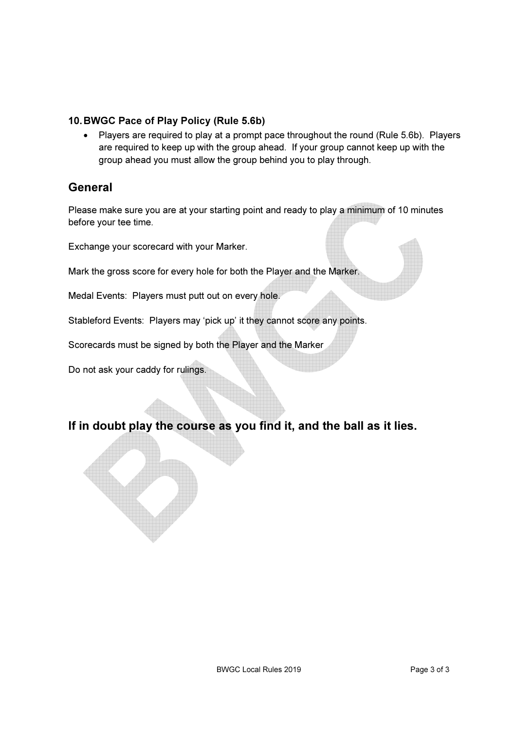### 10. BWGC Pace of Play Policy (Rule 5.6b)

- Players are required to play at a prompt pace throughout the round (Rule 5.6b). Players are required to keep up with the group ahead. If your group cannot keep up with the group ahead you must allow the group behind you to play through.

## General

Please make sure you are at your starting point and ready to play a minimum of 10 minutes before your tee time.

Exchange your scorecard with your Marker.

Mark the gross score for every hole for both the Player and the Marker.

Medal Events: Players must putt out on every hole.

Stableford Events: Players may 'pick up' it they cannot score any points.

Scorecards must be signed by both the Player and the Marker

Do not ask your caddy for rulings.

## If in doubt play the course as you find it, and the ball as it lies.